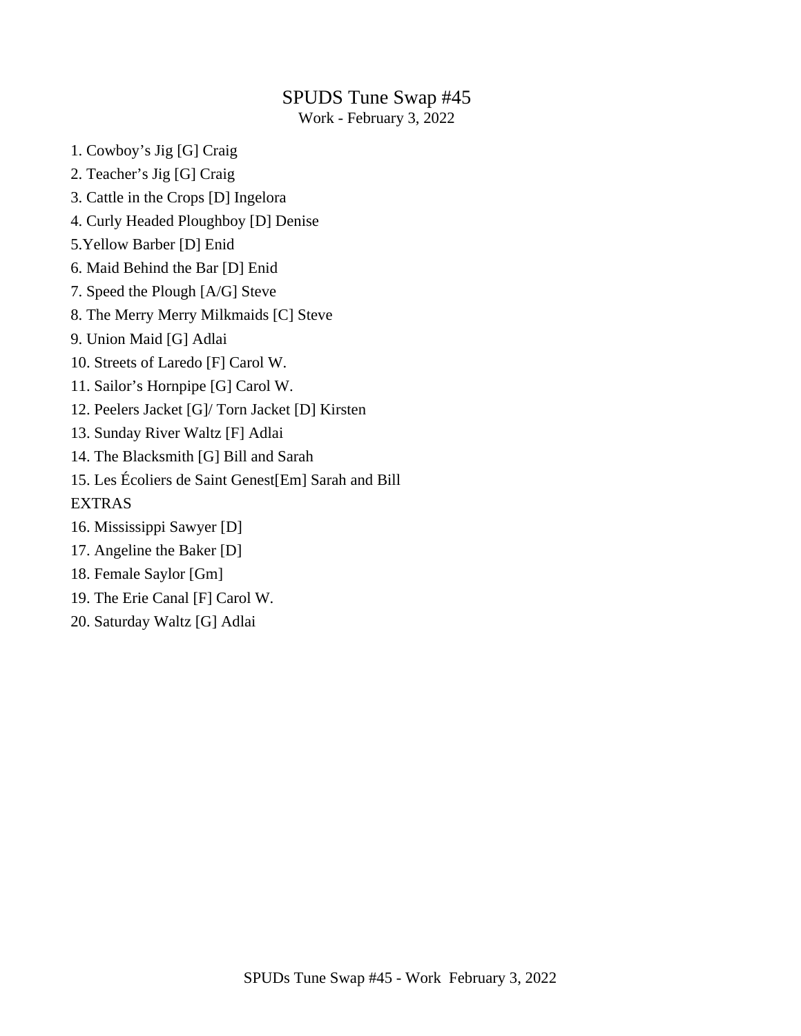# SPUDS Tune Swap #45

Work - February 3, 2022

1. Cowboy’s Jig [G] Craig
2. Teacher’s Jig [G] Craig
3. Cattle in the Crops [D] Ingelora
4. Curly Headed Ploughboy [D] Denise
5. Yellow Barber [D] Enid
6. Maid Behind the Bar [D] Enid
7. Speed the Plough [A/G] Steve
8. The Merry Merry Milkmaids [C] Steve
9. Union Maid [G] Adlai
10. Streets of Laredo [F] Carol W.
11. Sailor’s Hornpipe [G] Carol W.
12. Peelers Jacket [G]/ Torn Jacket [D] Kirsten
13. Sunday River Waltz [F] Adlai
14. The Blacksmith [G] Bill and Sarah
15. Les Écoliers de Saint Genest[Em] Sarah and Bill

EXTRAS

16. Mississippi Sawyer [D]
17. Angeline the Baker [D]
18. Female Saylor [Gm]
19. The Erie Canal [F] Carol W.
20. Saturday Waltz [G] Adlai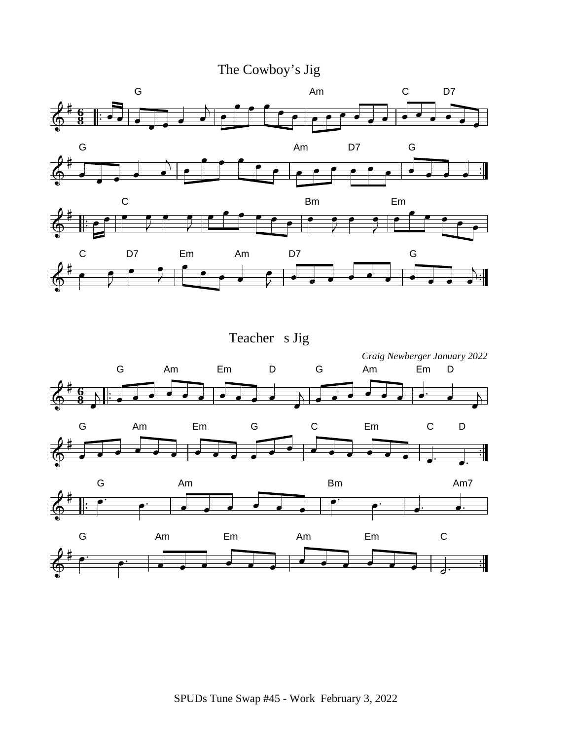## The Cowboy's Jig

## Teacher s Jig

*Craig Newberger January 2022*

SPUDs Tune Swap #45 - Work February 3, 2022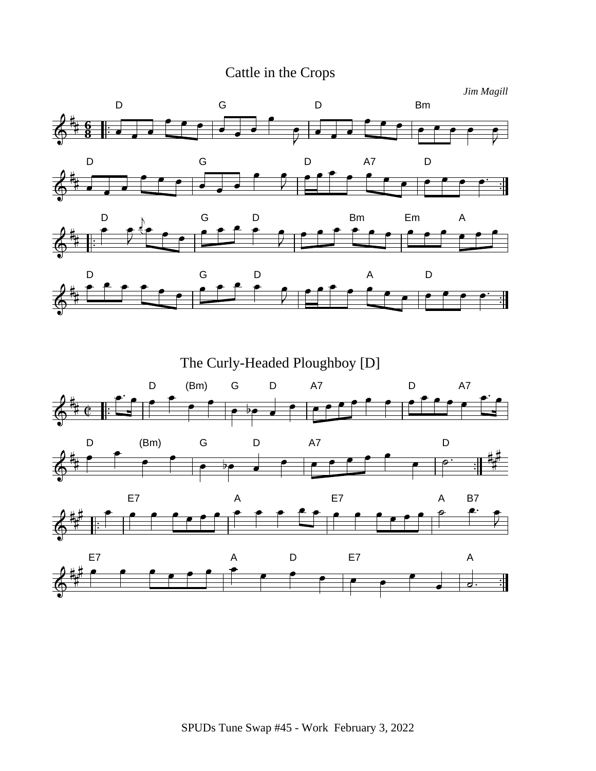## Cattle in the Crops

*Jim Magill*

## The Curly-Headed Ploughboy [D]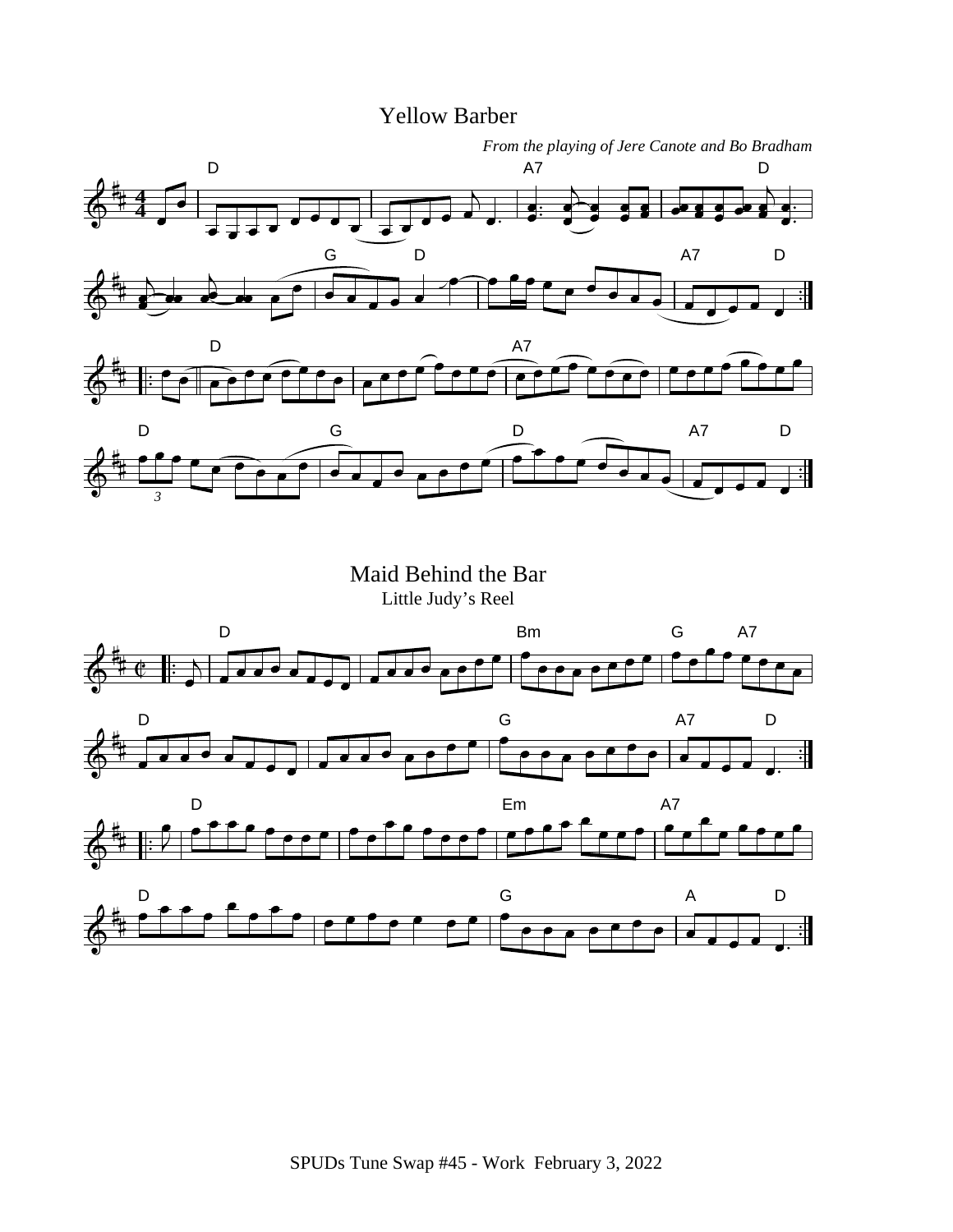## Yellow Barber

*From the playing of Jere Canote and Bo Bradham*

## Maid Behind the Bar

Little Judy's Reel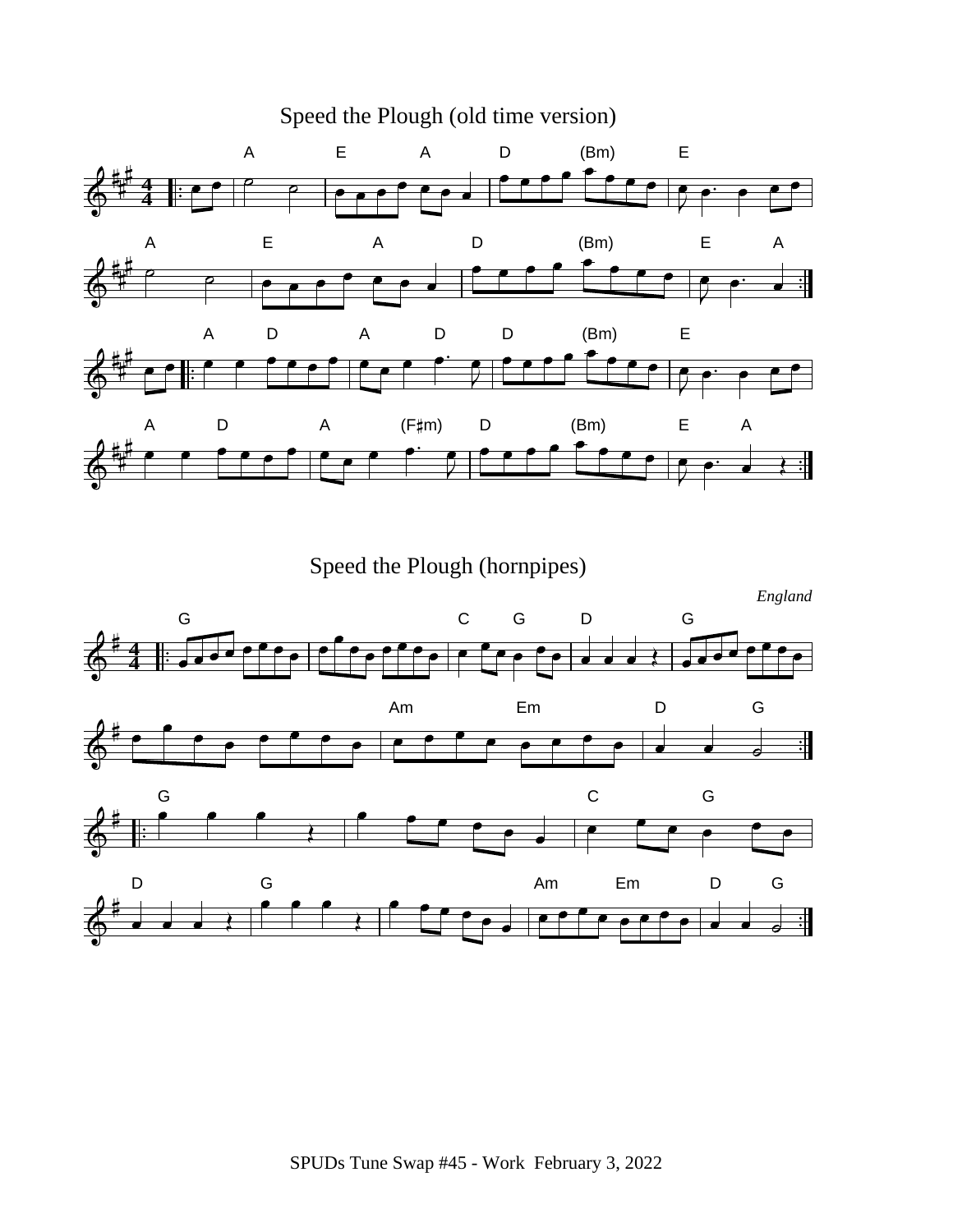## Speed the Plough (old time version)

A E A D (Bm) E

A E A D (Bm) E A

A D A D D (Bm) E

A D A (F♯m) D (Bm) E A

## Speed the Plough (hornpipes)

*England*

G C G D G

Am Em D G

G C G

D G Am Em D G

SPUDs Tune Swap #45 - Work February 3, 2022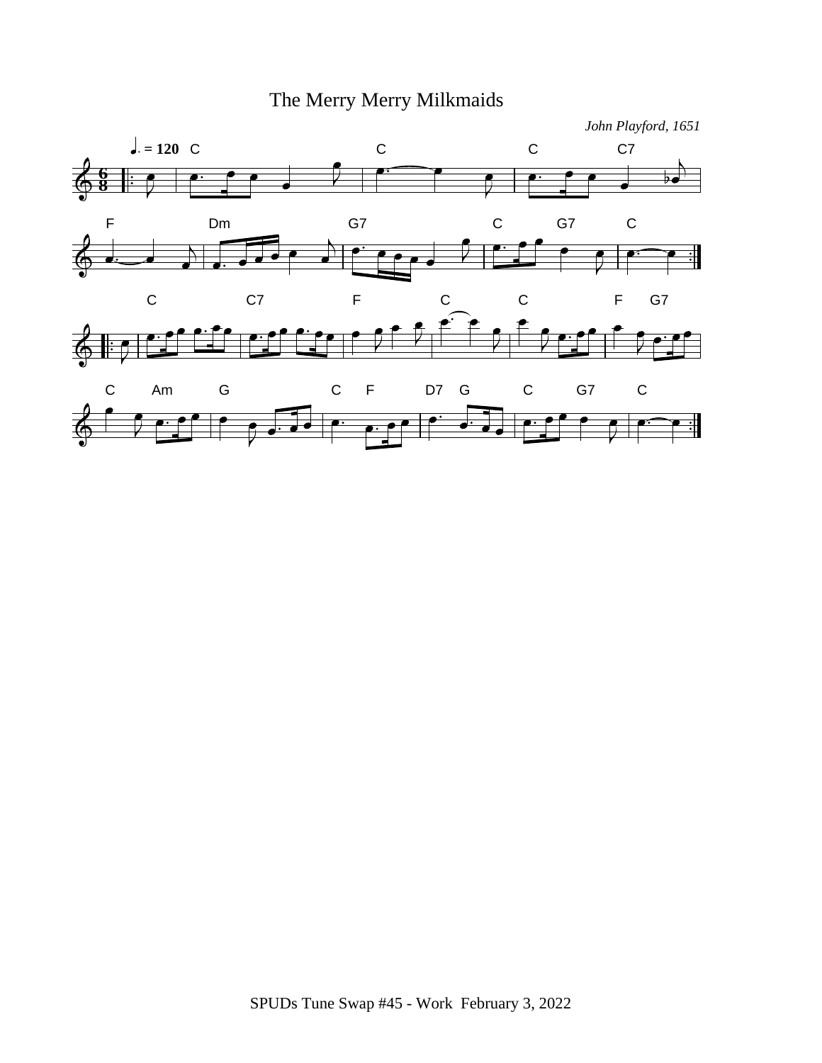# The Merry Merry Milkmaids

*John Playford, 1651*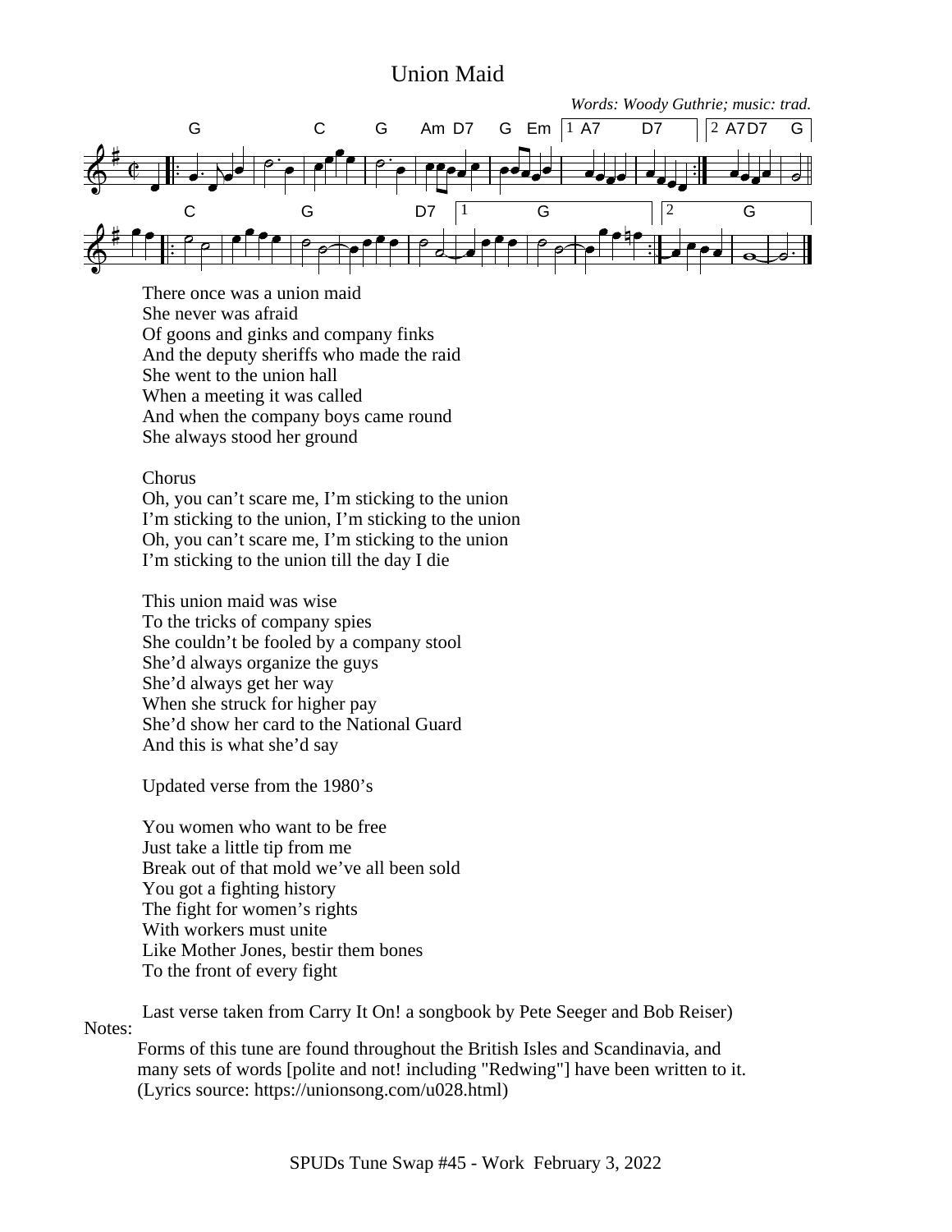# Union Maid

*Words: Woody Guthrie; music: trad.*

There once was a union maid
She never was afraid
Of goons and ginks and company finks
And the deputy sheriffs who made the raid
She went to the union hall
When a meeting it was called
And when the company boys came round
She always stood her ground

Chorus
Oh, you can’t scare me, I’m sticking to the union
I’m sticking to the union, I’m sticking to the union
Oh, you can’t scare me, I’m sticking to the union
I’m sticking to the union till the day I die

This union maid was wise
To the tricks of company spies
She couldn’t be fooled by a company stool
She’d always organize the guys
She’d always get her way
When she struck for higher pay
She’d show her card to the National Guard
And this is what she’d say

Updated verse from the 1980’s

You women who want to be free
Just take a little tip from me
Break out of that mold we’ve all been sold
You got a fighting history
The fight for women’s rights
With workers must unite
Like Mother Jones, bestir them bones
To the front of every fight

Last verse taken from Carry It On! a songbook by Pete Seeger and Bob Reiser)

Notes:

Forms of this tune are found throughout the British Isles and Scandinavia, and many sets of words [polite and not! including "Redwing"] have been written to it. (Lyrics source: https://unionsong.com/u028.html)

SPUDs Tune Swap #45 - Work February 3, 2022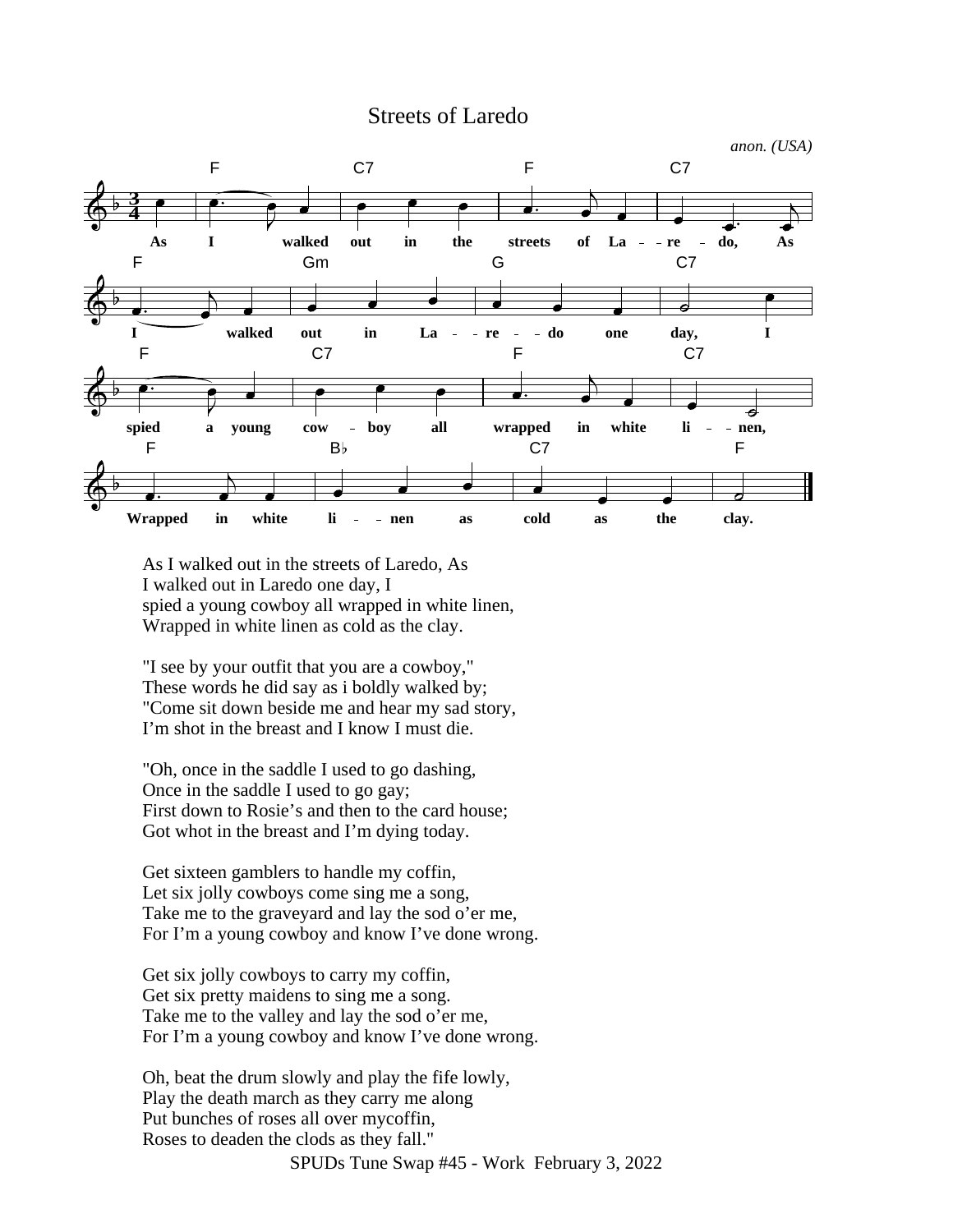# Streets of Laredo

*anon. (USA)*

As I walked out in the streets of Laredo, As
I walked out in Laredo one day, I
spied a young cowboy all wrapped in white linen,
Wrapped in white linen as cold as the clay.

"I see by your outfit that you are a cowboy,"
These words he did say as i boldly walked by;
"Come sit down beside me and hear my sad story,
I'm shot in the breast and I know I must die.

"Oh, once in the saddle I used to go dashing,
Once in the saddle I used to go gay;
First down to Rosie's and then to the card house;
Got whot in the breast and I'm dying today.

Get sixteen gamblers to handle my coffin,
Let six jolly cowboys come sing me a song,
Take me to the graveyard and lay the sod o'er me,
For I'm a young cowboy and know I've done wrong.

Get six jolly cowboys to carry my coffin,
Get six pretty maidens to sing me a song.
Take me to the valley and lay the sod o'er me,
For I'm a young cowboy and know I've done wrong.

Oh, beat the drum slowly and play the fife lowly,
Play the death march as they carry me along
Put bunches of roses all over mycoffin,
Roses to deaden the clods as they fall."

SPUDs Tune Swap #45 - Work February 3, 2022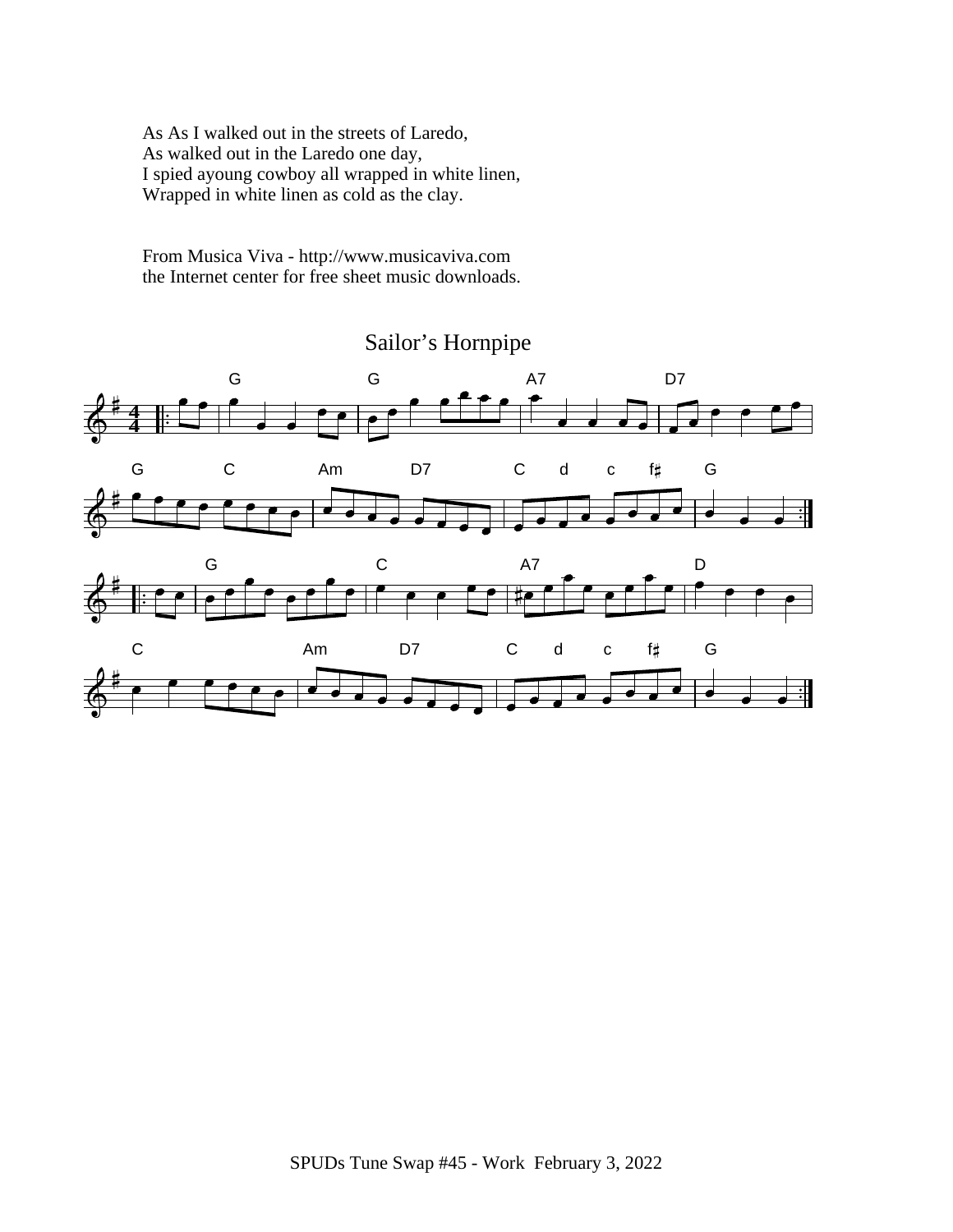As As I walked out in the streets of Laredo,
As walked out in the Laredo one day,
I spied ayoung cowboy all wrapped in white linen,
Wrapped in white linen as cold as the clay.

From Musica Viva - http://www.musicaviva.com
the Internet center for free sheet music downloads.

## Sailor's Hornpipe

G G A7 D7

G C Am D7 C d c f♯ G

G C A7 D

C Am D7 C d c f♯ G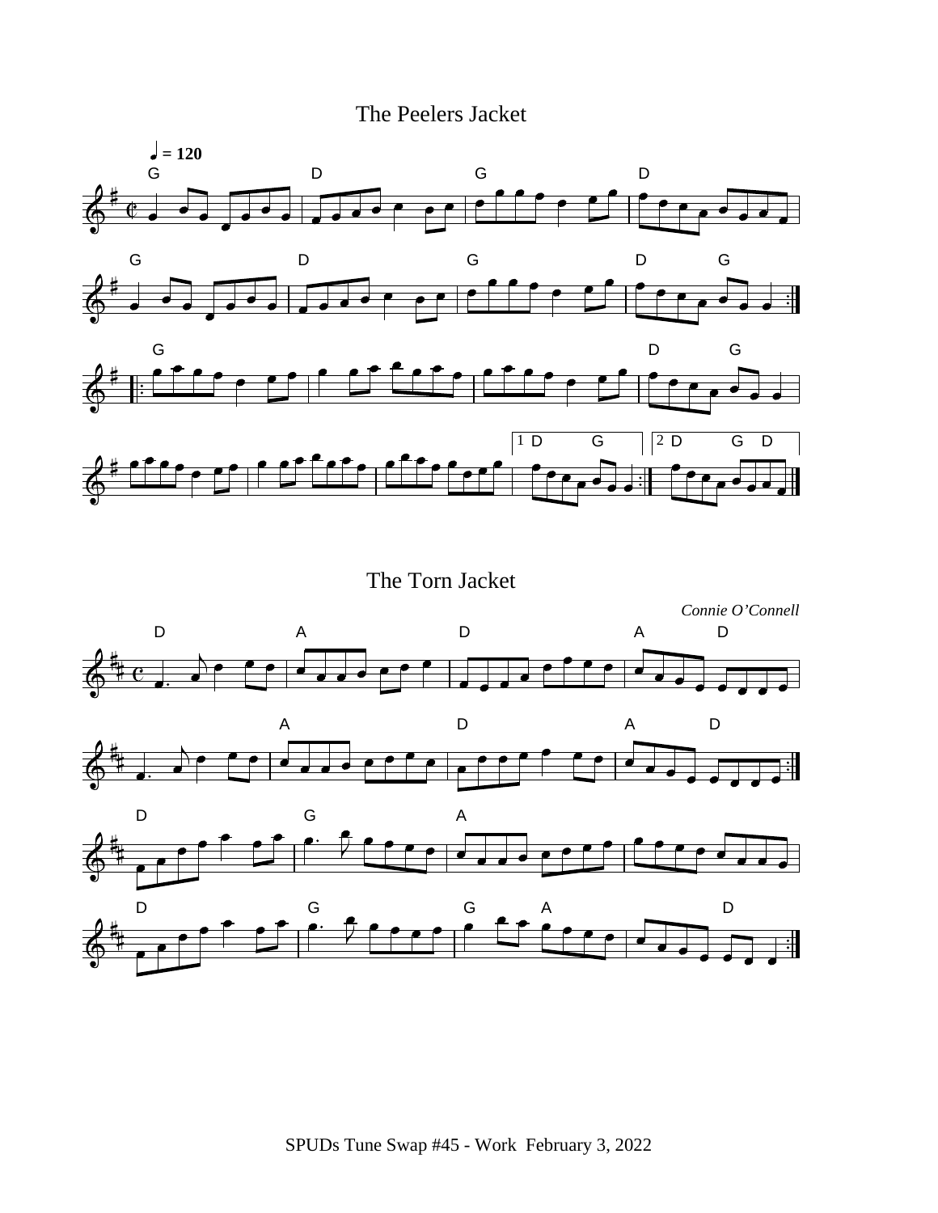# The Peelers Jacket

# The Torn Jacket

*Connie O'Connell*

SPUDs Tune Swap #45 - Work February 3, 2022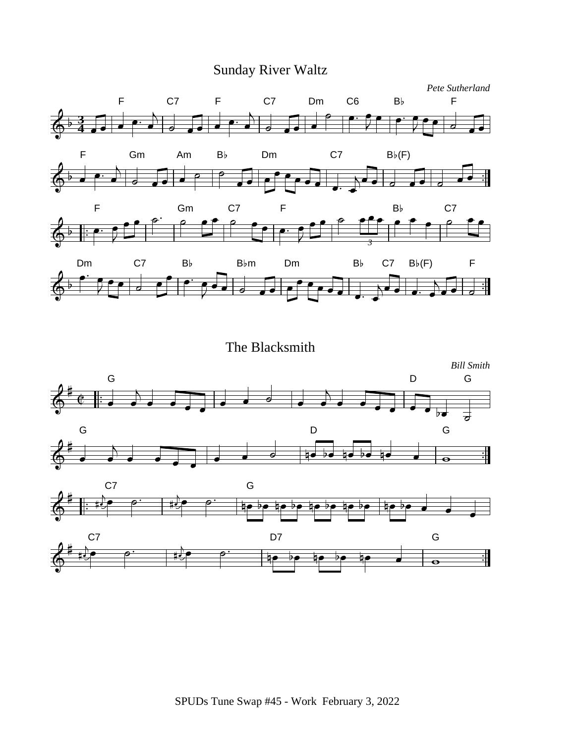# Sunday River Waltz

*Pete Sutherland*

F C7 F C7 Dm C6 B♭ F

F Gm Am B♭ Dm C7 B♭(F)

F Gm C7 F B♭ C7

Dm C7 B♭ B♭m Dm B♭ C7 B♭(F) F

# The Blacksmith

*Bill Smith*

G D G

G D G

C7 G

C7 D7 G

SPUDs Tune Swap #45 - Work February 3, 2022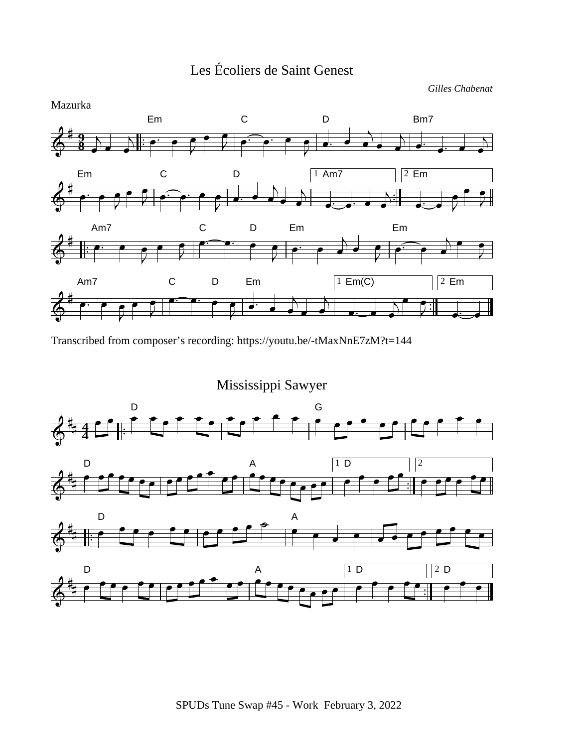# Les Écoliers de Saint Genest

*Gilles Chabenat*

Mazurka

Transcribed from composer's recording: https://youtu.be/-tMaxNnE7zM?t=144

# Mississippi Sawyer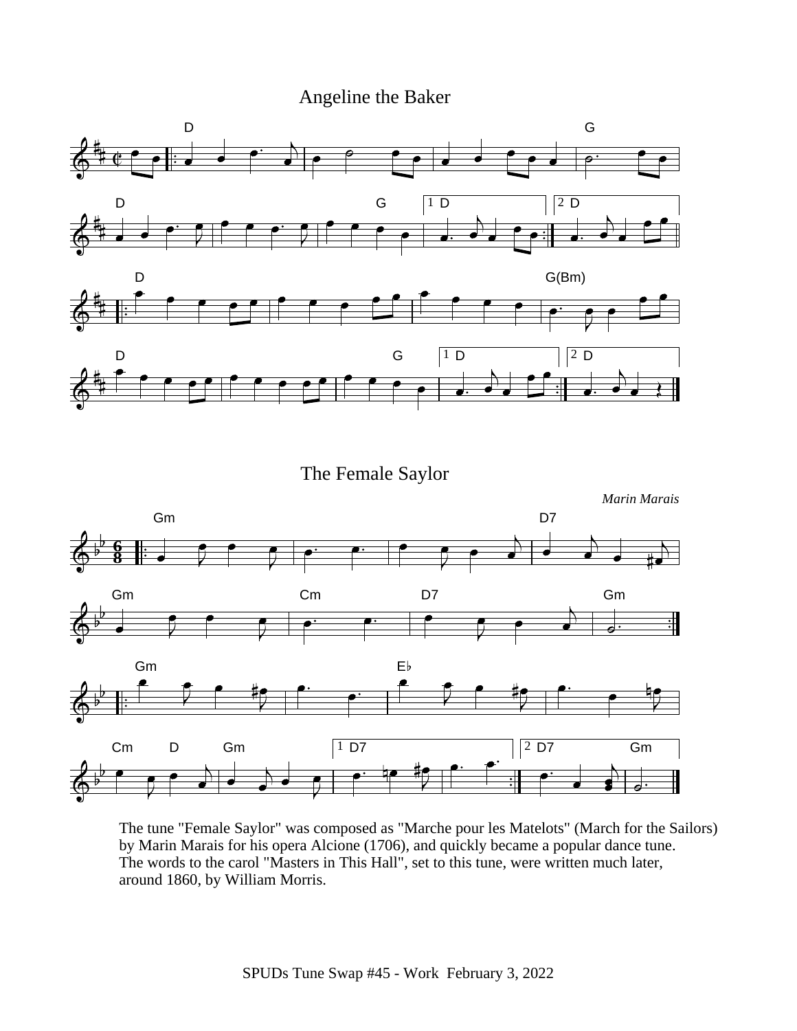## Angeline the Baker

## The Female Saylor

*Marin Marais*

The tune "Female Saylor" was composed as "Marche pour les Matelots" (March for the Sailors) by Marin Marais for his opera Alcione (1706), and quickly became a popular dance tune. The words to the carol "Masters in This Hall", set to this tune, were written much later, around 1860, by William Morris.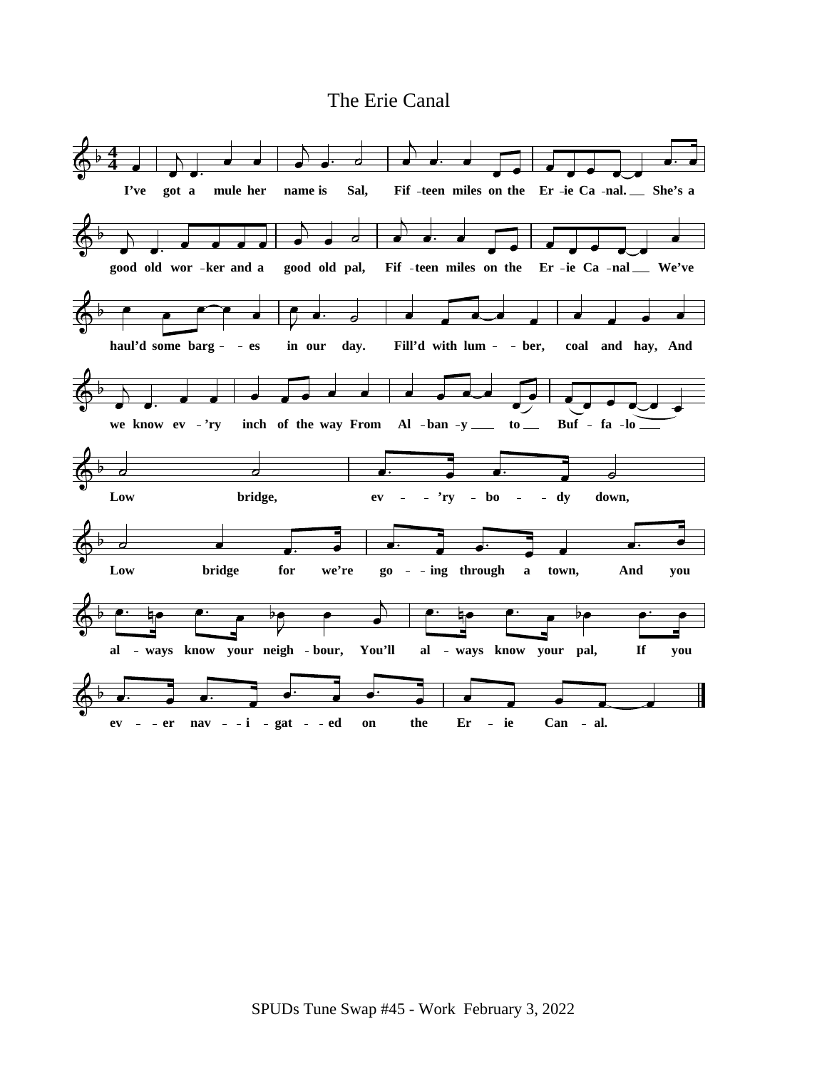# The Erie Canal

I've got a mule her name is Sal, Fif-teen miles on the Er-ie Ca-nal. She's a good old wor-ker and a good old pal, Fif-teen miles on the Er-ie Ca-nal We've haul'd some barg-es in our day. Fill'd with lum-ber, coal and hay, And we know ev-'ry inch of the way From Al-ban-y to Buf-fa-lo

Low bridge, ev-'ry-bo-dy down, Low bridge for we're go-ing through a town, And you al-ways know your neigh-bour, You'll al-ways know your pal, If you ev-er nav-i-gat-ed on the Er-ie Can-al.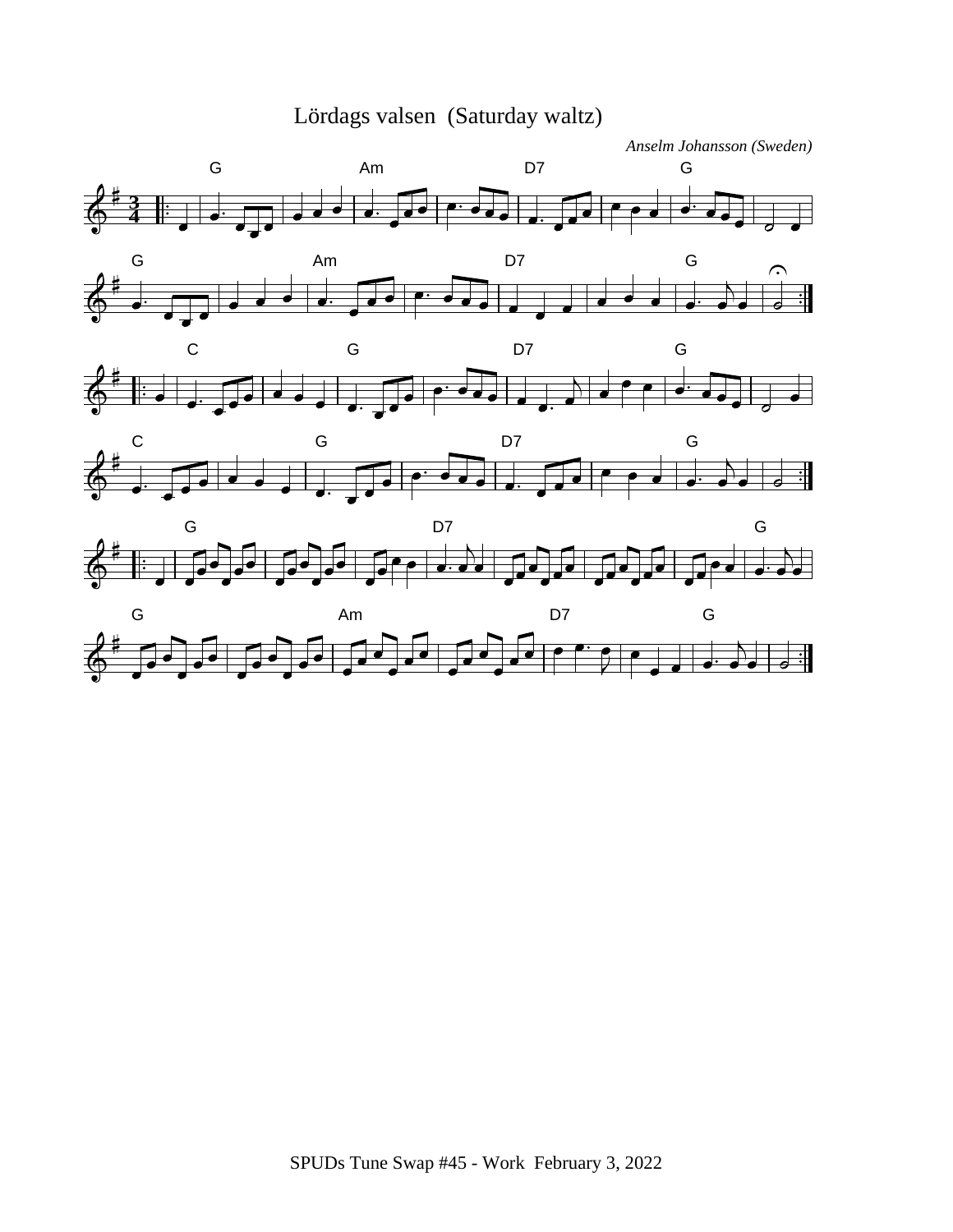# Lördags valsen  (Saturday waltz)

*Anselm Johansson (Sweden)*

SPUDs Tune Swap #45 - Work  February 3, 2022